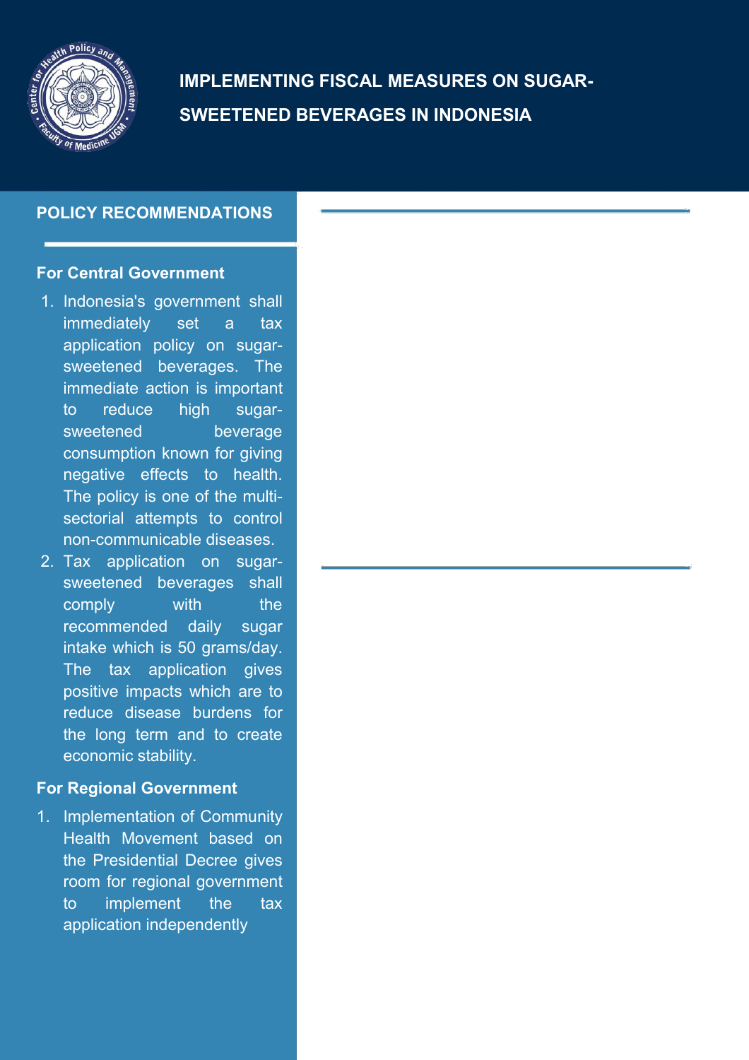# IMPLEMENTING FISCAL MEASURES ON SUGAR-SWEETENED BEVERAGES IN INDONESIA

## POLICY RECOMMENDATIONS

### For Central Government

1. Indonesia's government shall immediately set a tax application policy on sugar-sweetened beverages. The immediate action is important to reduce high sugar-sweetened beverage consumption known for giving negative effects to health. The policy is one of the multi-sectorial attempts to control non-communicable diseases.
2. Tax application on sugar-sweetened beverages shall comply with the recommended daily sugar intake which is 50 grams/day. The tax application gives positive impacts which are to reduce disease burdens for the long term and to create economic stability.

### For Regional Government

1. Implementation of Community Health Movement based on the Presidential Decree gives room for regional government to implement the tax application independently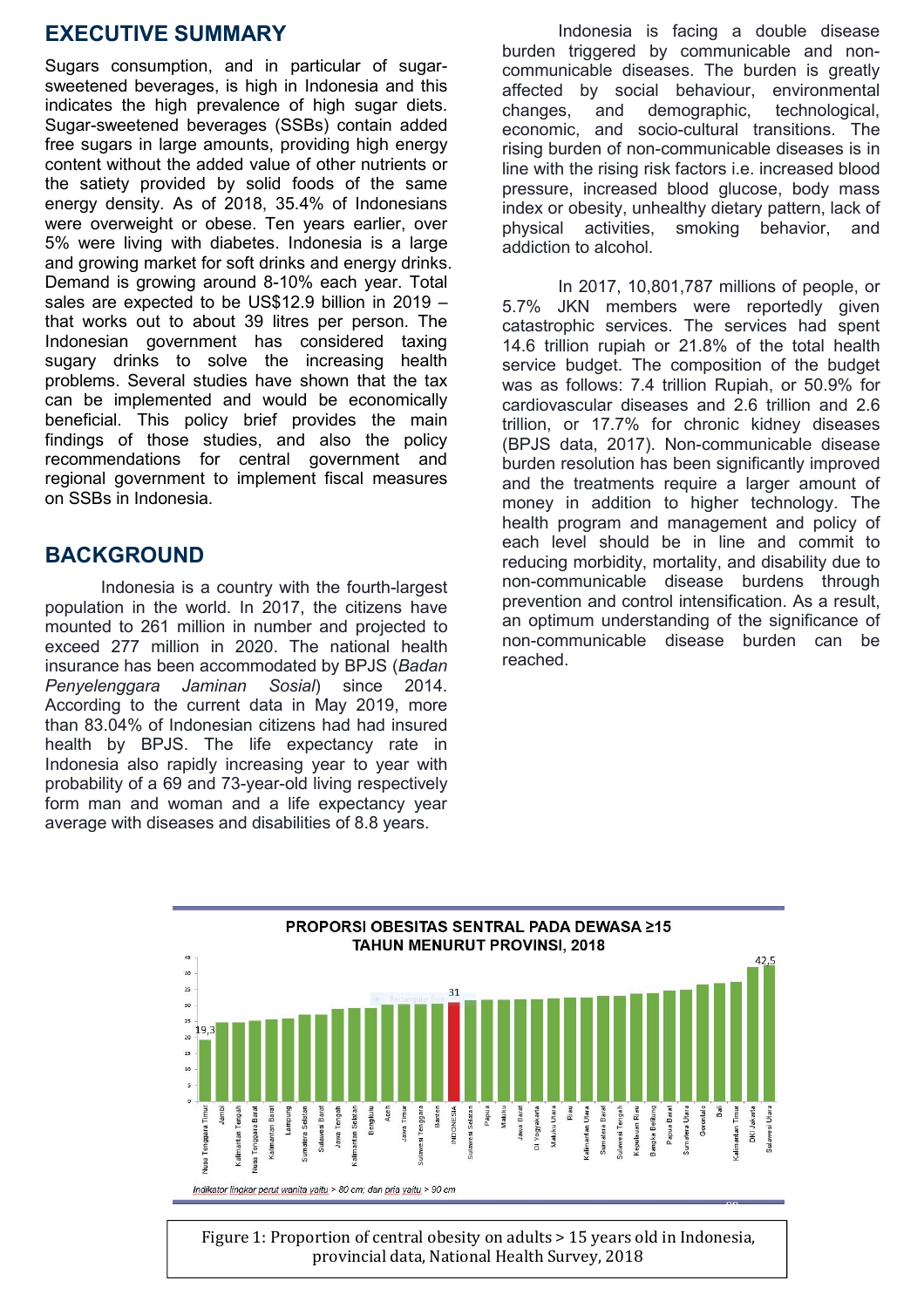## EXECUTIVE SUMMARY

Sugars consumption, and in particular of sugar-sweetened beverages, is high in Indonesia and this indicates the high prevalence of high sugar diets. Sugar-sweetened beverages (SSBs) contain added free sugars in large amounts, providing high energy content without the added value of other nutrients or the satiety provided by solid foods of the same energy density. As of 2018, 35.4% of Indonesians were overweight or obese. Ten years earlier, over 5% were living with diabetes. Indonesia is a large and growing market for soft drinks and energy drinks. Demand is growing around 8-10% each year. Total sales are expected to be US$12.9 billion in 2019 – that works out to about 39 litres per person. The Indonesian government has considered taxing sugary drinks to solve the increasing health problems. Several studies have shown that the tax can be implemented and would be economically beneficial. This policy brief provides the main findings of those studies, and also the policy recommendations for central government and regional government to implement fiscal measures on SSBs in Indonesia.

## BACKGROUND

Indonesia is a country with the fourth-largest population in the world. In 2017, the citizens have mounted to 261 million in number and projected to exceed 277 million in 2020. The national health insurance has been accommodated by BPJS (*Badan Penyelenggara Jaminan Sosial*) since 2014. According to the current data in May 2019, more than 83.04% of Indonesian citizens had had insured health by BPJS. The life expectancy rate in Indonesia also rapidly increasing year to year with probability of a 69 and 73-year-old living respectively form man and woman and a life expectancy year average with diseases and disabilities of 8.8 years.

Indonesia is facing a double disease burden triggered by communicable and non-communicable diseases. The burden is greatly affected by social behaviour, environmental changes, and demographic, technological, economic, and socio-cultural transitions. The rising burden of non-communicable diseases is in line with the rising risk factors i.e. increased blood pressure, increased blood glucose, body mass index or obesity, unhealthy dietary pattern, lack of physical activities, smoking behavior, and addiction to alcohol.

In 2017, 10,801,787 millions of people, or 5.7% JKN members were reportedly given catastrophic services. The services had spent 14.6 trillion rupiah or 21.8% of the total health service budget. The composition of the budget was as follows: 7.4 trillion Rupiah, or 50.9% for cardiovascular diseases and 2.6 trillion and 2.6 trillion, or 17.7% for chronic kidney diseases (BPJS data, 2017). Non-communicable disease burden resolution has been significantly improved and the treatments require a larger amount of money in addition to higher technology. The health program and management and policy of each level should be in line and commit to reducing morbidity, mortality, and disability due to non-communicable disease burdens through prevention and control intensification. As a result, an optimum understanding of the significance of non-communicable disease burden can be reached.

**PROPORSI OBESITAS SENTRAL PADA DEWASA ≥15 TAHUN MENURUT PROVINSI, 2018**

*Indikator lingkar perut wanita yaitu > 80 cm; dan pria yaitu > 90 cm*

Figure 1: Proportion of central obesity on adults > 15 years old in Indonesia, provincial data, National Health Survey, 2018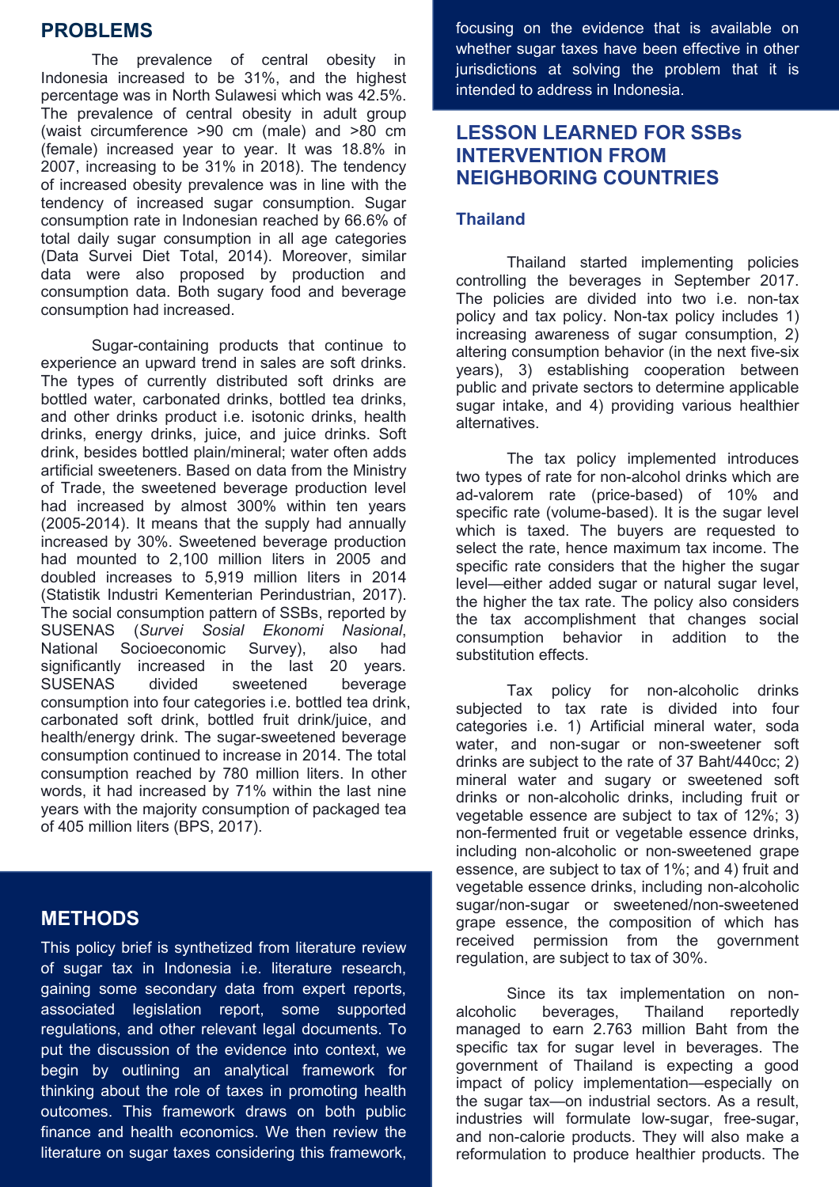## PROBLEMS

The prevalence of central obesity in Indonesia increased to be 31%, and the highest percentage was in North Sulawesi which was 42.5%. The prevalence of central obesity in adult group (waist circumference >90 cm (male) and >80 cm (female) increased year to year. It was 18.8% in 2007, increasing to be 31% in 2018). The tendency of increased obesity prevalence was in line with the tendency of increased sugar consumption. Sugar consumption rate in Indonesian reached by 66.6% of total daily sugar consumption in all age categories (Data Survei Diet Total, 2014). Moreover, similar data were also proposed by production and consumption data. Both sugary food and beverage consumption had increased.

Sugar-containing products that continue to experience an upward trend in sales are soft drinks. The types of currently distributed soft drinks are bottled water, carbonated drinks, bottled tea drinks, and other drinks product i.e. isotonic drinks, health drinks, energy drinks, juice, and juice drinks. Soft drink, besides bottled plain/mineral; water often adds artificial sweeteners. Based on data from the Ministry of Trade, the sweetened beverage production level had increased by almost 300% within ten years (2005-2014). It means that the supply had annually increased by 30%. Sweetened beverage production had mounted to 2,100 million liters in 2005 and doubled increases to 5,919 million liters in 2014 (Statistik Industri Kementerian Perindustrian, 2017). The social consumption pattern of SSBs, reported by SUSENAS (*Survei Sosial Ekonomi Nasional*, National Socioeconomic Survey), also had significantly increased in the last 20 years. SUSENAS divided sweetened beverage consumption into four categories i.e. bottled tea drink, carbonated soft drink, bottled fruit drink/juice, and health/energy drink. The sugar-sweetened beverage consumption continued to increase in 2014. The total consumption reached by 780 million liters. In other words, it had increased by 71% within the last nine years with the majority consumption of packaged tea of 405 million liters (BPS, 2017).

## METHODS

This policy brief is synthetized from literature review of sugar tax in Indonesia i.e. literature research, gaining some secondary data from expert reports, associated legislation report, some supported regulations, and other relevant legal documents. To put the discussion of the evidence into context, we begin by outlining an analytical framework for thinking about the role of taxes in promoting health outcomes. This framework draws on both public finance and health economics. We then review the literature on sugar taxes considering this framework, focusing on the evidence that is available on whether sugar taxes have been effective in other jurisdictions at solving the problem that it is intended to address in Indonesia.

## LESSON LEARNED FOR SSBs INTERVENTION FROM NEIGHBORING COUNTRIES

### Thailand

Thailand started implementing policies controlling the beverages in September 2017. The policies are divided into two i.e. non-tax policy and tax policy. Non-tax policy includes 1) increasing awareness of sugar consumption, 2) altering consumption behavior (in the next five-six years), 3) establishing cooperation between public and private sectors to determine applicable sugar intake, and 4) providing various healthier alternatives.

The tax policy implemented introduces two types of rate for non-alcohol drinks which are ad-valorem rate (price-based) of 10% and specific rate (volume-based). It is the sugar level which is taxed. The buyers are requested to select the rate, hence maximum tax income. The specific rate considers that the higher the sugar level—either added sugar or natural sugar level, the higher the tax rate. The policy also considers the tax accomplishment that changes social consumption behavior in addition to the substitution effects.

Tax policy for non-alcoholic drinks subjected to tax rate is divided into four categories i.e. 1) Artificial mineral water, soda water, and non-sugar or non-sweetener soft drinks are subject to the rate of 37 Baht/440cc; 2) mineral water and sugary or sweetened soft drinks or non-alcoholic drinks, including fruit or vegetable essence are subject to tax of 12%; 3) non-fermented fruit or vegetable essence drinks, including non-alcoholic or non-sweetened grape essence, are subject to tax of 1%; and 4) fruit and vegetable essence drinks, including non-alcoholic sugar/non-sugar or sweetened/non-sweetened grape essence, the composition of which has received permission from the government regulation, are subject to tax of 30%.

Since its tax implementation on non-alcoholic beverages, Thailand reportedly managed to earn 2.763 million Baht from the specific tax for sugar level in beverages. The government of Thailand is expecting a good impact of policy implementation—especially on the sugar tax—on industrial sectors. As a result, industries will formulate low-sugar, free-sugar, and non-calorie products. They will also make a reformulation to produce healthier products. The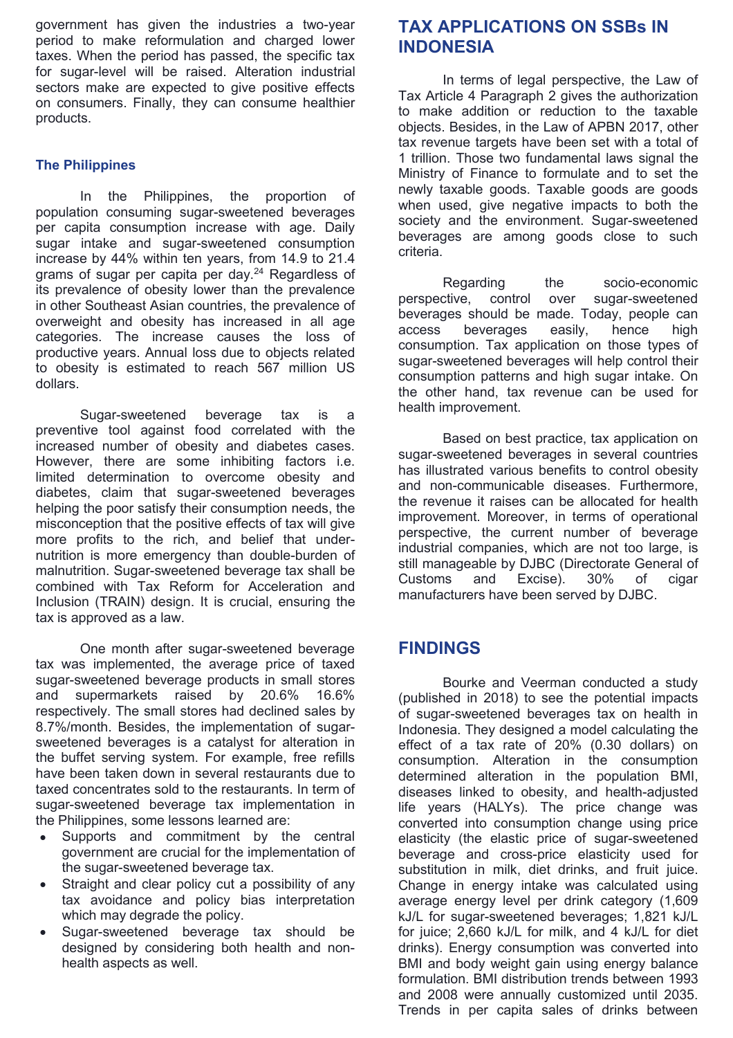government has given the industries a two-year period to make reformulation and charged lower taxes. When the period has passed, the specific tax for sugar-level will be raised. Alteration industrial sectors make are expected to give positive effects on consumers. Finally, they can consume healthier products.

### The Philippines

In the Philippines, the proportion of population consuming sugar-sweetened beverages per capita consumption increase with age. Daily sugar intake and sugar-sweetened consumption increase by 44% within ten years, from 14.9 to 21.4 grams of sugar per capita per day.[24] Regardless of its prevalence of obesity lower than the prevalence in other Southeast Asian countries, the prevalence of overweight and obesity has increased in all age categories. The increase causes the loss of productive years. Annual loss due to objects related to obesity is estimated to reach 567 million US dollars.

Sugar-sweetened beverage tax is a preventive tool against food correlated with the increased number of obesity and diabetes cases. However, there are some inhibiting factors i.e. limited determination to overcome obesity and diabetes, claim that sugar-sweetened beverages helping the poor satisfy their consumption needs, the misconception that the positive effects of tax will give more profits to the rich, and belief that under-nutrition is more emergency than double-burden of malnutrition. Sugar-sweetened beverage tax shall be combined with Tax Reform for Acceleration and Inclusion (TRAIN) design. It is crucial, ensuring the tax is approved as a law.

One month after sugar-sweetened beverage tax was implemented, the average price of taxed sugar-sweetened beverage products in small stores and supermarkets raised by 20.6% 16.6% respectively. The small stores had declined sales by 8.7%/month. Besides, the implementation of sugar-sweetened beverages is a catalyst for alteration in the buffet serving system. For example, free refills have been taken down in several restaurants due to taxed concentrates sold to the restaurants. In term of sugar-sweetened beverage tax implementation in the Philippines, some lessons learned are:

- Supports and commitment by the central government are crucial for the implementation of the sugar-sweetened beverage tax.
- Straight and clear policy cut a possibility of any tax avoidance and policy bias interpretation which may degrade the policy.
- Sugar-sweetened beverage tax should be designed by considering both health and non-health aspects as well.

## TAX APPLICATIONS ON SSBs IN INDONESIA

In terms of legal perspective, the Law of Tax Article 4 Paragraph 2 gives the authorization to make addition or reduction to the taxable objects. Besides, in the Law of APBN 2017, other tax revenue targets have been set with a total of 1 trillion. Those two fundamental laws signal the Ministry of Finance to formulate and to set the newly taxable goods. Taxable goods are goods when used, give negative impacts to both the society and the environment. Sugar-sweetened beverages are among goods close to such criteria.

Regarding the socio-economic perspective, control over sugar-sweetened beverages should be made. Today, people can access beverages easily, hence high consumption. Tax application on those types of sugar-sweetened beverages will help control their consumption patterns and high sugar intake. On the other hand, tax revenue can be used for health improvement.

Based on best practice, tax application on sugar-sweetened beverages in several countries has illustrated various benefits to control obesity and non-communicable diseases. Furthermore, the revenue it raises can be allocated for health improvement. Moreover, in terms of operational perspective, the current number of beverage industrial companies, which are not too large, is still manageable by DJBC (Directorate General of Customs and Excise). 30% of cigar manufacturers have been served by DJBC.

## FINDINGS

Bourke and Veerman conducted a study (published in 2018) to see the potential impacts of sugar-sweetened beverages tax on health in Indonesia. They designed a model calculating the effect of a tax rate of 20% (0.30 dollars) on consumption. Alteration in the consumption determined alteration in the population BMI, diseases linked to obesity, and health-adjusted life years (HALYs). The price change was converted into consumption change using price elasticity (the elastic price of sugar-sweetened beverage and cross-price elasticity used for substitution in milk, diet drinks, and fruit juice. Change in energy intake was calculated using average energy level per drink category (1,609 kJ/L for sugar-sweetened beverages; 1,821 kJ/L for juice; 2,660 kJ/L for milk, and 4 kJ/L for diet drinks). Energy consumption was converted into BMI and body weight gain using energy balance formulation. BMI distribution trends between 1993 and 2008 were annually customized until 2035. Trends in per capita sales of drinks between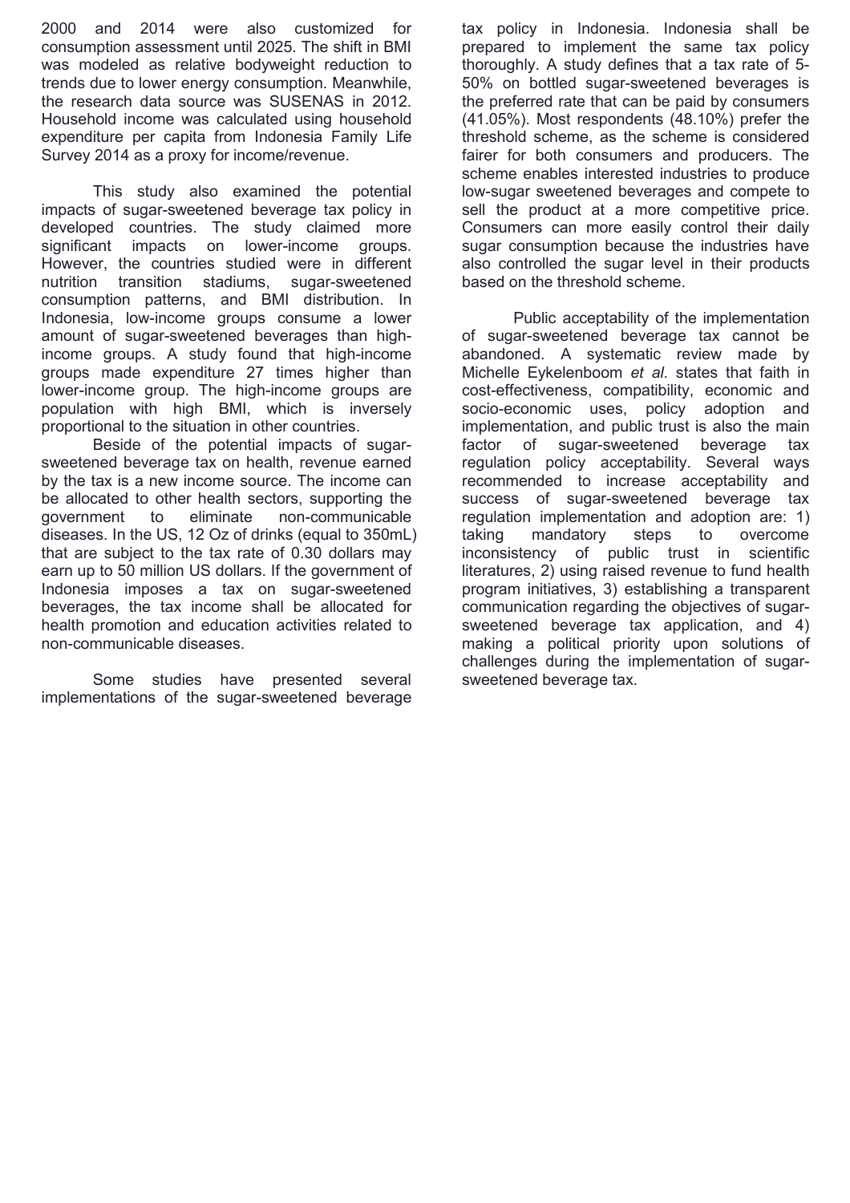2000 and 2014 were also customized for consumption assessment until 2025. The shift in BMI was modeled as relative bodyweight reduction to trends due to lower energy consumption. Meanwhile, the research data source was SUSENAS in 2012. Household income was calculated using household expenditure per capita from Indonesia Family Life Survey 2014 as a proxy for income/revenue.

This study also examined the potential impacts of sugar-sweetened beverage tax policy in developed countries. The study claimed more significant impacts on lower-income groups. However, the countries studied were in different nutrition transition stadiums, sugar-sweetened consumption patterns, and BMI distribution. In Indonesia, low-income groups consume a lower amount of sugar-sweetened beverages than high-income groups. A study found that high-income groups made expenditure 27 times higher than lower-income group. The high-income groups are population with high BMI, which is inversely proportional to the situation in other countries.

Beside of the potential impacts of sugar-sweetened beverage tax on health, revenue earned by the tax is a new income source. The income can be allocated to other health sectors, supporting the government to eliminate non-communicable diseases. In the US, 12 Oz of drinks (equal to 350mL) that are subject to the tax rate of 0.30 dollars may earn up to 50 million US dollars. If the government of Indonesia imposes a tax on sugar-sweetened beverages, the tax income shall be allocated for health promotion and education activities related to non-communicable diseases.

Some studies have presented several implementations of the sugar-sweetened beverage tax policy in Indonesia. Indonesia shall be prepared to implement the same tax policy thoroughly. A study defines that a tax rate of 5-50% on bottled sugar-sweetened beverages is the preferred rate that can be paid by consumers (41.05%). Most respondents (48.10%) prefer the threshold scheme, as the scheme is considered fairer for both consumers and producers. The scheme enables interested industries to produce low-sugar sweetened beverages and compete to sell the product at a more competitive price. Consumers can more easily control their daily sugar consumption because the industries have also controlled the sugar level in their products based on the threshold scheme.

Public acceptability of the implementation of sugar-sweetened beverage tax cannot be abandoned. A systematic review made by Michelle Eykelenboom *et al*. states that faith in cost-effectiveness, compatibility, economic and socio-economic uses, policy adoption and implementation, and public trust is also the main factor of sugar-sweetened beverage tax regulation policy acceptability. Several ways recommended to increase acceptability and success of sugar-sweetened beverage tax regulation implementation and adoption are: 1) taking mandatory steps to overcome inconsistency of public trust in scientific literatures, 2) using raised revenue to fund health program initiatives, 3) establishing a transparent communication regarding the objectives of sugar-sweetened beverage tax application, and 4) making a political priority upon solutions of challenges during the implementation of sugar-sweetened beverage tax.